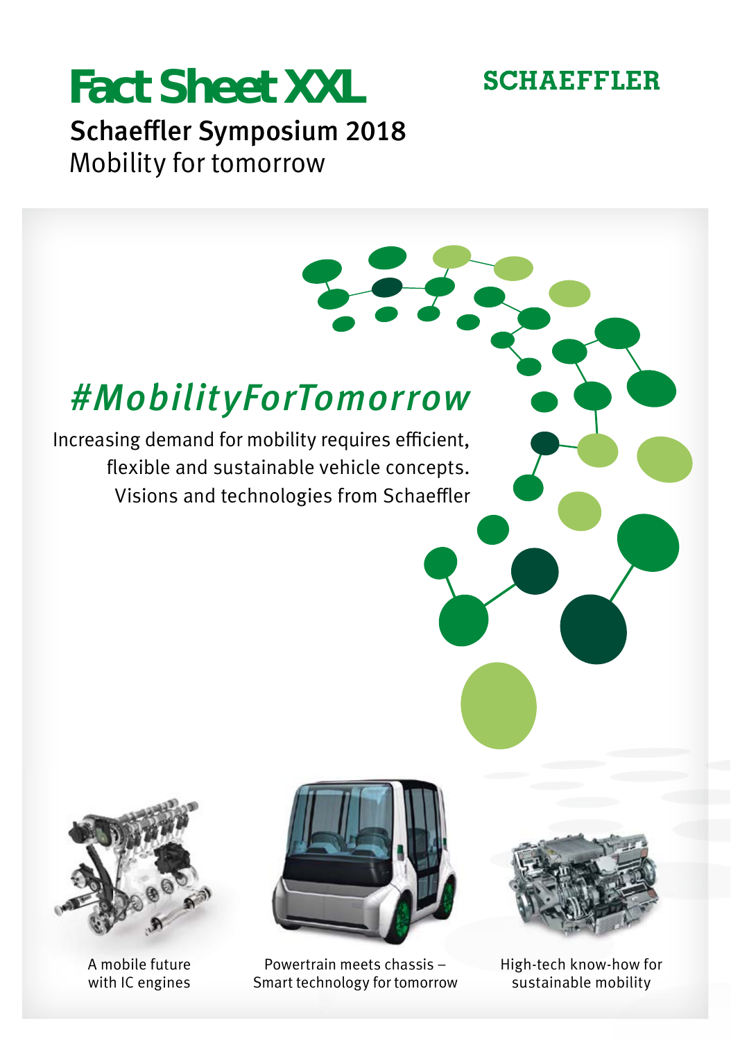# Fact Sheet XXL

SCHAEFFLER

## Schaeffler Symposium 2018
Mobility for tomorrow

*#MobilityForTomorrow*

Increasing demand for mobility requires efficient, flexible and sustainable vehicle concepts. Visions and technologies from Schaeffler

A mobile future with IC engines

Powertrain meets chassis – Smart technology for tomorrow

High-tech know-how for sustainable mobility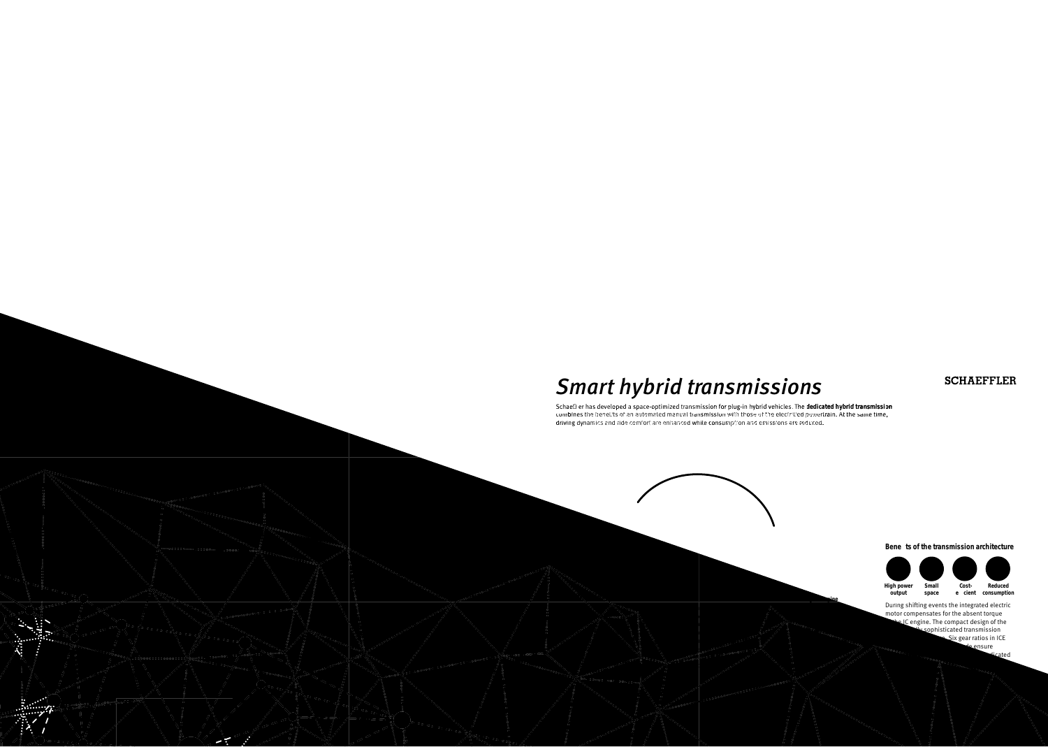# Smart hybrid transmissions

SCHAEFFLER

Schaeffler has developed a space-optimized transmission for plug-in hybrid vehicles. The **dedicated hybrid transmission** combines the benefits of an automated manual transmission with those of the electrified powertrain. At the same time, driving dynamics and ride comfort are enhanced while consumption and emissions are reduced.

**Benefits of the transmission architecture**

High power output

Small space

Cost-efficient

Reduced consumption

During shifting events the integrated electric motor compensates for the absent torque of the IC engine. The compact design of the ... sophisticated transmission ... Six gear ratios in ICE ... ensure ... dedicated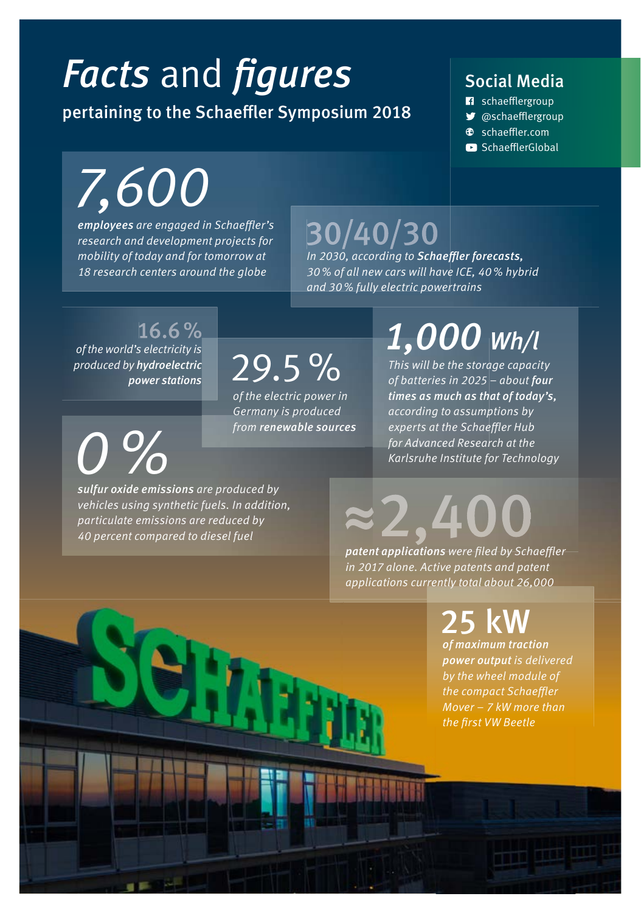# *Facts* and *figures*

pertaining to the Schaeffler Symposium 2018

## Social Media

- schaefflergroup
- @schaefflergroup
- schaeffler.com
- SchaefflerGlobal

## *7,600*

***employees*** *are engaged in Schaeffler's research and development projects for mobility of today and for tomorrow at 18 research centers around the globe*

## 30/40/30

*In 2030, according to* ***Schaeffler forecasts,*** *30 % of all new cars will have ICE, 40 % hybrid and 30 % fully electric powertrains*

## 16.6 %

*of the world's electricity is produced by* ***hydroelectric power stations***

## 29.5 %

*of the electric power in Germany is produced from* ***renewable sources***

## *1,000 Wh/l*

*This will be the storage capacity of batteries in 2025 – about* ***four times as much as that of today's,*** *according to assumptions by experts at the Schaeffler Hub for Advanced Research at the Karlsruhe Institute for Technology*

## *0 %*

***sulfur oxide emissions*** *are produced by vehicles using synthetic fuels. In addition, particulate emissions are reduced by 40 percent compared to diesel fuel*

## ≈2,400

***patent applications*** *were filed by Schaeffler in 2017 alone. Active patents and patent applications currently total about 26,000*

## 25 kW

***of maximum traction power output*** *is delivered by the wheel module of the compact Schaeffler Mover – 7 kW more than the first VW Beetle*